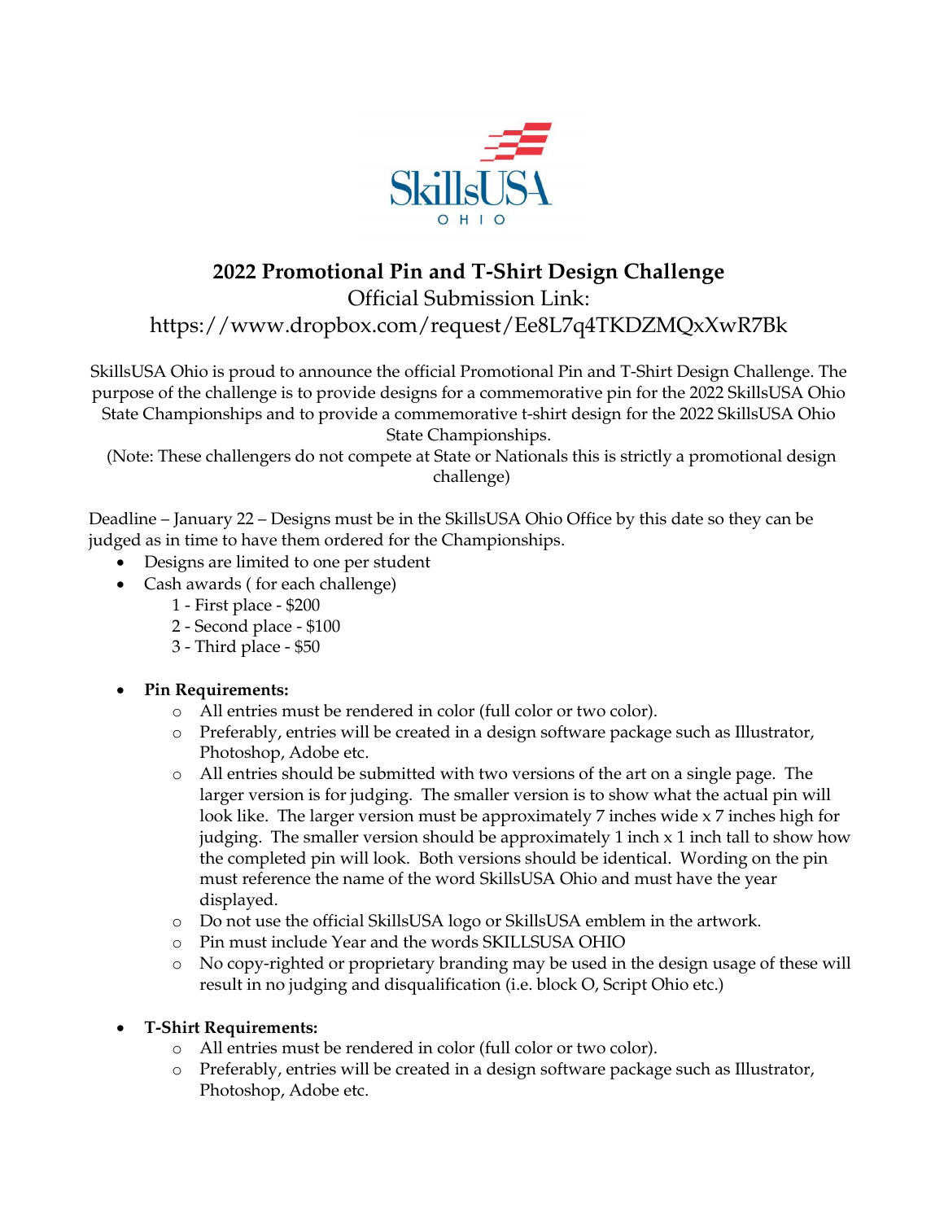# 2022 Promotional Pin and T-Shirt Design Challenge

Official Submission Link:
https://www.dropbox.com/request/Ee8L7q4TKDZMQxXwR7Bk

SkillsUSA Ohio is proud to announce the official Promotional Pin and T-Shirt Design Challenge. The purpose of the challenge is to provide designs for a commemorative pin for the 2022 SkillsUSA Ohio State Championships and to provide a commemorative t-shirt design for the 2022 SkillsUSA Ohio State Championships.
(Note: These challengers do not compete at State or Nationals this is strictly a promotional design challenge)

Deadline – January 22 – Designs must be in the SkillsUSA Ohio Office by this date so they can be judged as in time to have them ordered for the Championships.

- Designs are limited to one per student
- Cash awards ( for each challenge)
  1 - First place - $200
  2 - Second place - $100
  3 - Third place - $50

- **Pin Requirements:**
  - All entries must be rendered in color (full color or two color).
  - Preferably, entries will be created in a design software package such as Illustrator, Photoshop, Adobe etc.
  - All entries should be submitted with two versions of the art on a single page. The larger version is for judging. The smaller version is to show what the actual pin will look like. The larger version must be approximately 7 inches wide x 7 inches high for judging. The smaller version should be approximately 1 inch x 1 inch tall to show how the completed pin will look. Both versions should be identical. Wording on the pin must reference the name of the word SkillsUSA Ohio and must have the year displayed.
  - Do not use the official SkillsUSA logo or SkillsUSA emblem in the artwork.
  - Pin must include Year and the words SKILLSUSA OHIO
  - No copy-righted or proprietary branding may be used in the design usage of these will result in no judging and disqualification (i.e. block O, Script Ohio etc.)

- **T-Shirt Requirements:**
  - All entries must be rendered in color (full color or two color).
  - Preferably, entries will be created in a design software package such as Illustrator, Photoshop, Adobe etc.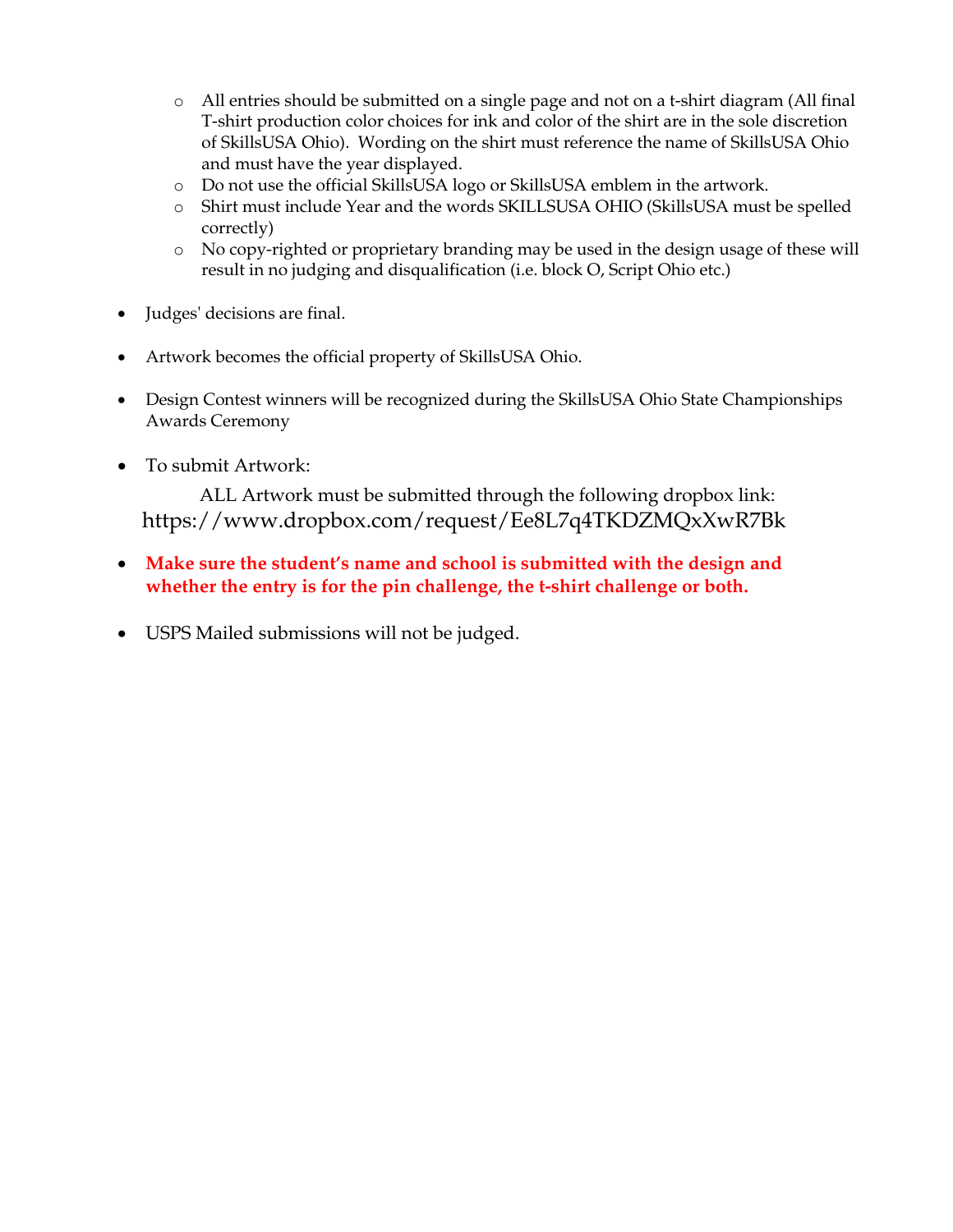- All entries should be submitted on a single page and not on a t-shirt diagram (All final T-shirt production color choices for ink and color of the shirt are in the sole discretion of SkillsUSA Ohio). Wording on the shirt must reference the name of SkillsUSA Ohio and must have the year displayed.
  - Do not use the official SkillsUSA logo or SkillsUSA emblem in the artwork.
  - Shirt must include Year and the words SKILLSUSA OHIO (SkillsUSA must be spelled correctly)
  - No copy-righted or proprietary branding may be used in the design usage of these will result in no judging and disqualification (i.e. block O, Script Ohio etc.)

- Judges' decisions are final.

- Artwork becomes the official property of SkillsUSA Ohio.

- Design Contest winners will be recognized during the SkillsUSA Ohio State Championships Awards Ceremony

- To submit Artwork:

  ALL Artwork must be submitted through the following dropbox link:
  https://www.dropbox.com/request/Ee8L7q4TKDZMQxXwR7Bk

- **Make sure the student's name and school is submitted with the design and whether the entry is for the pin challenge, the t-shirt challenge or both.**

- USPS Mailed submissions will not be judged.